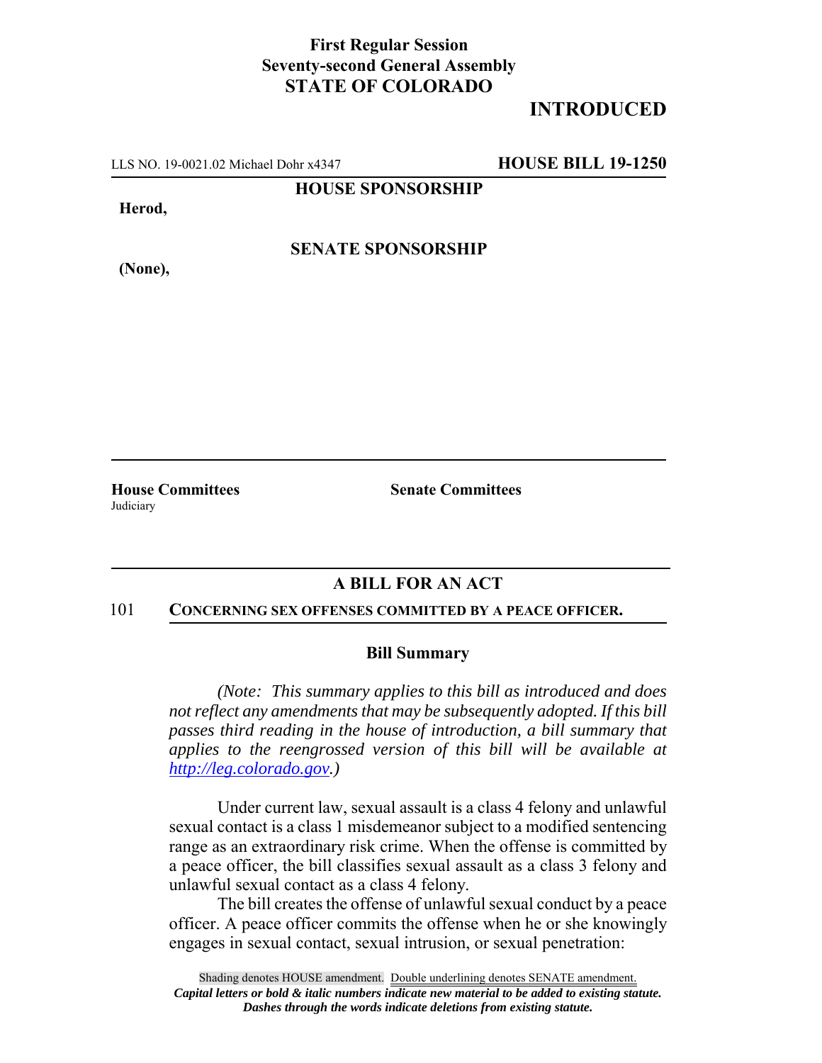**First Regular Session**
**Seventy-second General Assembly**
**STATE OF COLORADO**

# INTRODUCED

LLS NO. 19-0021.02 Michael Dohr x4347 **HOUSE BILL 19-1250**

**HOUSE SPONSORSHIP**

**Herod,**

**SENATE SPONSORSHIP**

**(None),**

**House Committees**
Judiciary

**Senate Committees**

## A BILL FOR AN ACT

101 **CONCERNING SEX OFFENSES COMMITTED BY A PEACE OFFICER.**

### Bill Summary

*(Note: This summary applies to this bill as introduced and does not reflect any amendments that may be subsequently adopted. If this bill passes third reading in the house of introduction, a bill summary that applies to the reengrossed version of this bill will be available at http://leg.colorado.gov.)*

Under current law, sexual assault is a class 4 felony and unlawful sexual contact is a class 1 misdemeanor subject to a modified sentencing range as an extraordinary risk crime. When the offense is committed by a peace officer, the bill classifies sexual assault as a class 3 felony and unlawful sexual contact as a class 4 felony.

The bill creates the offense of unlawful sexual conduct by a peace officer. A peace officer commits the offense when he or she knowingly engages in sexual contact, sexual intrusion, or sexual penetration:

Shading denotes HOUSE amendment. Double underlining denotes SENATE amendment.
*Capital letters or bold & italic numbers indicate new material to be added to existing statute.*
*Dashes through the words indicate deletions from existing statute.*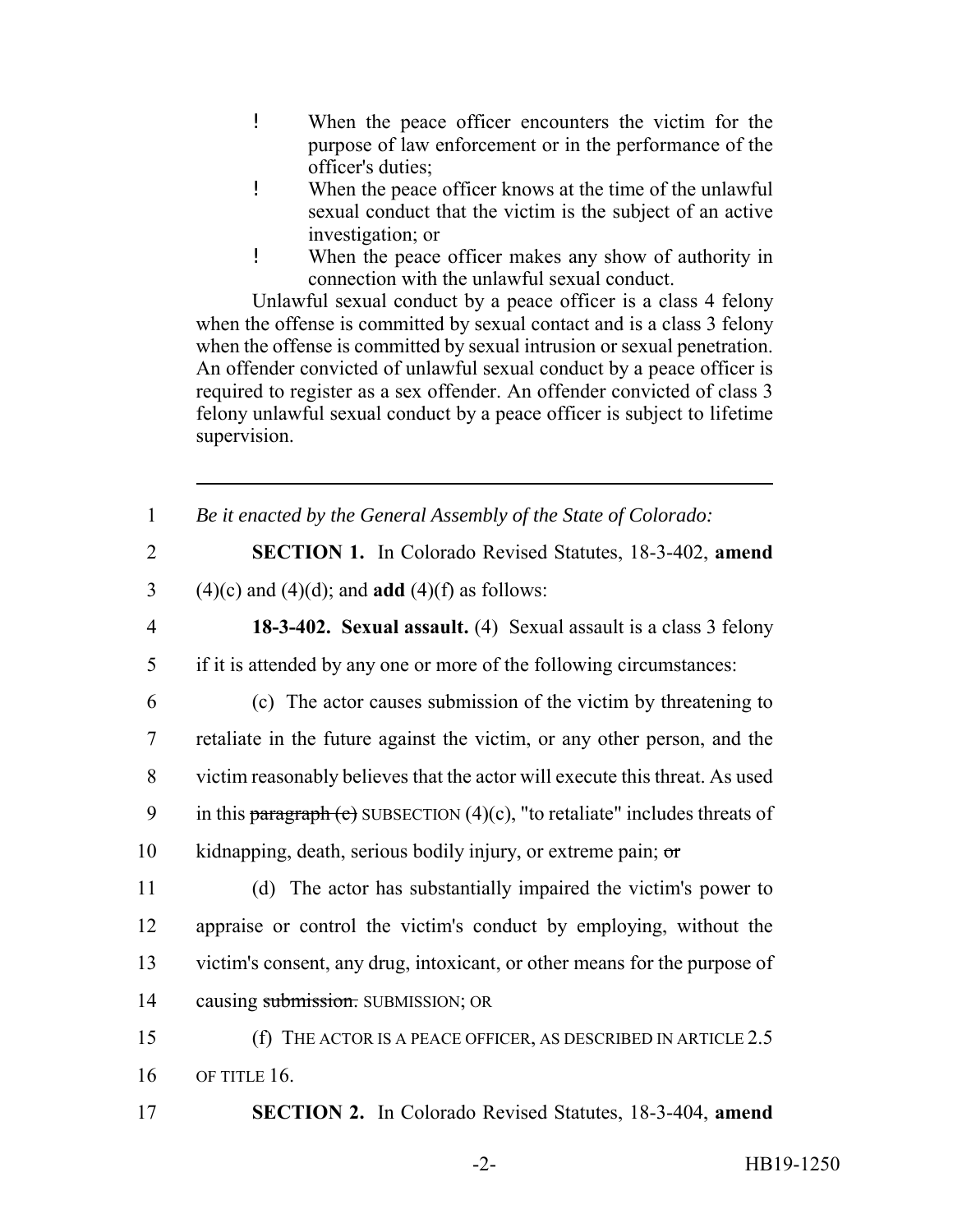- When the peace officer encounters the victim for the purpose of law enforcement or in the performance of the officer's duties;
- When the peace officer knows at the time of the unlawful sexual conduct that the victim is the subject of an active investigation; or
- When the peace officer makes any show of authority in connection with the unlawful sexual conduct.

Unlawful sexual conduct by a peace officer is a class 4 felony when the offense is committed by sexual contact and is a class 3 felony when the offense is committed by sexual intrusion or sexual penetration. An offender convicted of unlawful sexual conduct by a peace officer is required to register as a sex offender. An offender convicted of class 3 felony unlawful sexual conduct by a peace officer is subject to lifetime supervision.

---

1 *Be it enacted by the General Assembly of the State of Colorado:*

2 **SECTION 1.** In Colorado Revised Statutes, 18-3-402, **amend**
3 (4)(c) and (4)(d); and **add** (4)(f) as follows:

4 **18-3-402. Sexual assault.** (4) Sexual assault is a class 3 felony
5 if it is attended by any one or more of the following circumstances:

6 (c) The actor causes submission of the victim by threatening to
7 retaliate in the future against the victim, or any other person, and the
8 victim reasonably believes that the actor will execute this threat. As used
9 in this ~~paragraph (c)~~ SUBSECTION (4)(c), "to retaliate" includes threats of
10 kidnapping, death, serious bodily injury, or extreme pain; ~~or~~

11 (d) The actor has substantially impaired the victim's power to
12 appraise or control the victim's conduct by employing, without the
13 victim's consent, any drug, intoxicant, or other means for the purpose of
14 causing ~~submission.~~ SUBMISSION; OR

15 (f) THE ACTOR IS A PEACE OFFICER, AS DESCRIBED IN ARTICLE 2.5
16 OF TITLE 16.

17 **SECTION 2.** In Colorado Revised Statutes, 18-3-404, **amend**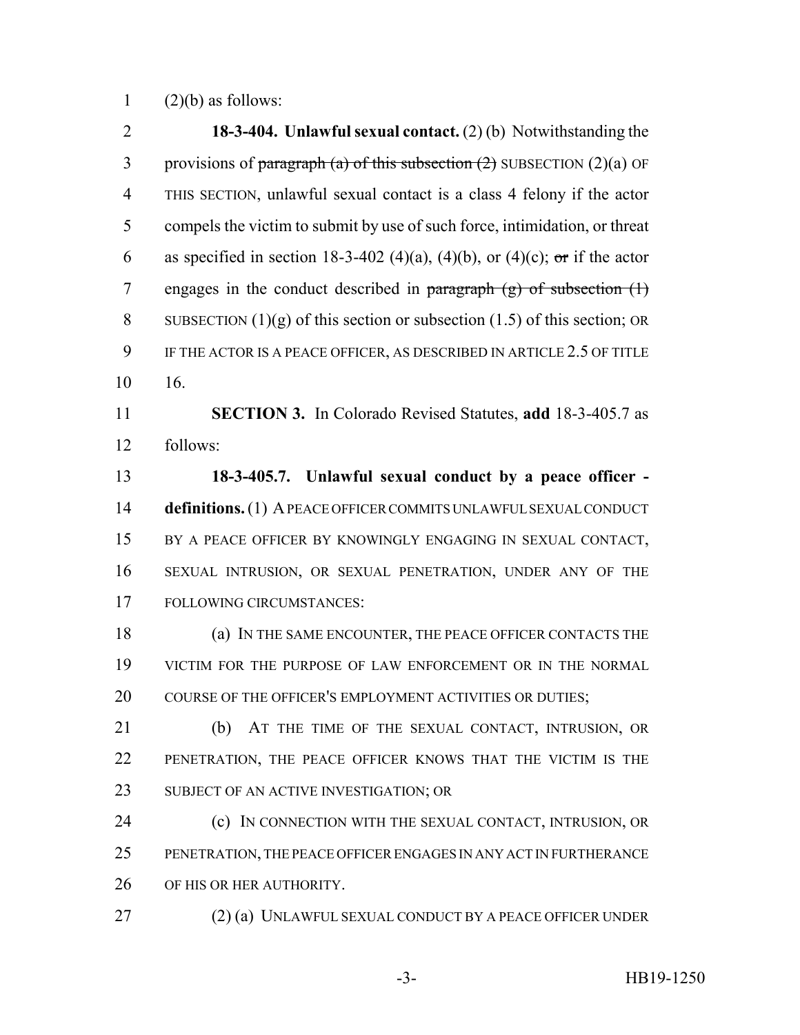(2)(b) as follows:

**18-3-404. Unlawful sexual contact.** (2) (b) Notwithstanding the provisions of ~~paragraph (a) of this subsection (2)~~ SUBSECTION (2)(a) OF THIS SECTION, unlawful sexual contact is a class 4 felony if the actor compels the victim to submit by use of such force, intimidation, or threat as specified in section 18-3-402 (4)(a), (4)(b), or (4)(c); ~~or~~ if the actor engages in the conduct described in ~~paragraph (g) of subsection (1)~~ SUBSECTION (1)(g) of this section or subsection (1.5) of this section; OR IF THE ACTOR IS A PEACE OFFICER, AS DESCRIBED IN ARTICLE 2.5 OF TITLE 16.

**SECTION 3.** In Colorado Revised Statutes, **add** 18-3-405.7 as follows:

**18-3-405.7. Unlawful sexual conduct by a peace officer - definitions.** (1) A PEACE OFFICER COMMITS UNLAWFUL SEXUAL CONDUCT BY A PEACE OFFICER BY KNOWINGLY ENGAGING IN SEXUAL CONTACT, SEXUAL INTRUSION, OR SEXUAL PENETRATION, UNDER ANY OF THE FOLLOWING CIRCUMSTANCES:

(a) IN THE SAME ENCOUNTER, THE PEACE OFFICER CONTACTS THE VICTIM FOR THE PURPOSE OF LAW ENFORCEMENT OR IN THE NORMAL COURSE OF THE OFFICER'S EMPLOYMENT ACTIVITIES OR DUTIES;

(b) AT THE TIME OF THE SEXUAL CONTACT, INTRUSION, OR PENETRATION, THE PEACE OFFICER KNOWS THAT THE VICTIM IS THE SUBJECT OF AN ACTIVE INVESTIGATION; OR

(c) IN CONNECTION WITH THE SEXUAL CONTACT, INTRUSION, OR PENETRATION, THE PEACE OFFICER ENGAGES IN ANY ACT IN FURTHERANCE OF HIS OR HER AUTHORITY.

(2) (a) UNLAWFUL SEXUAL CONDUCT BY A PEACE OFFICER UNDER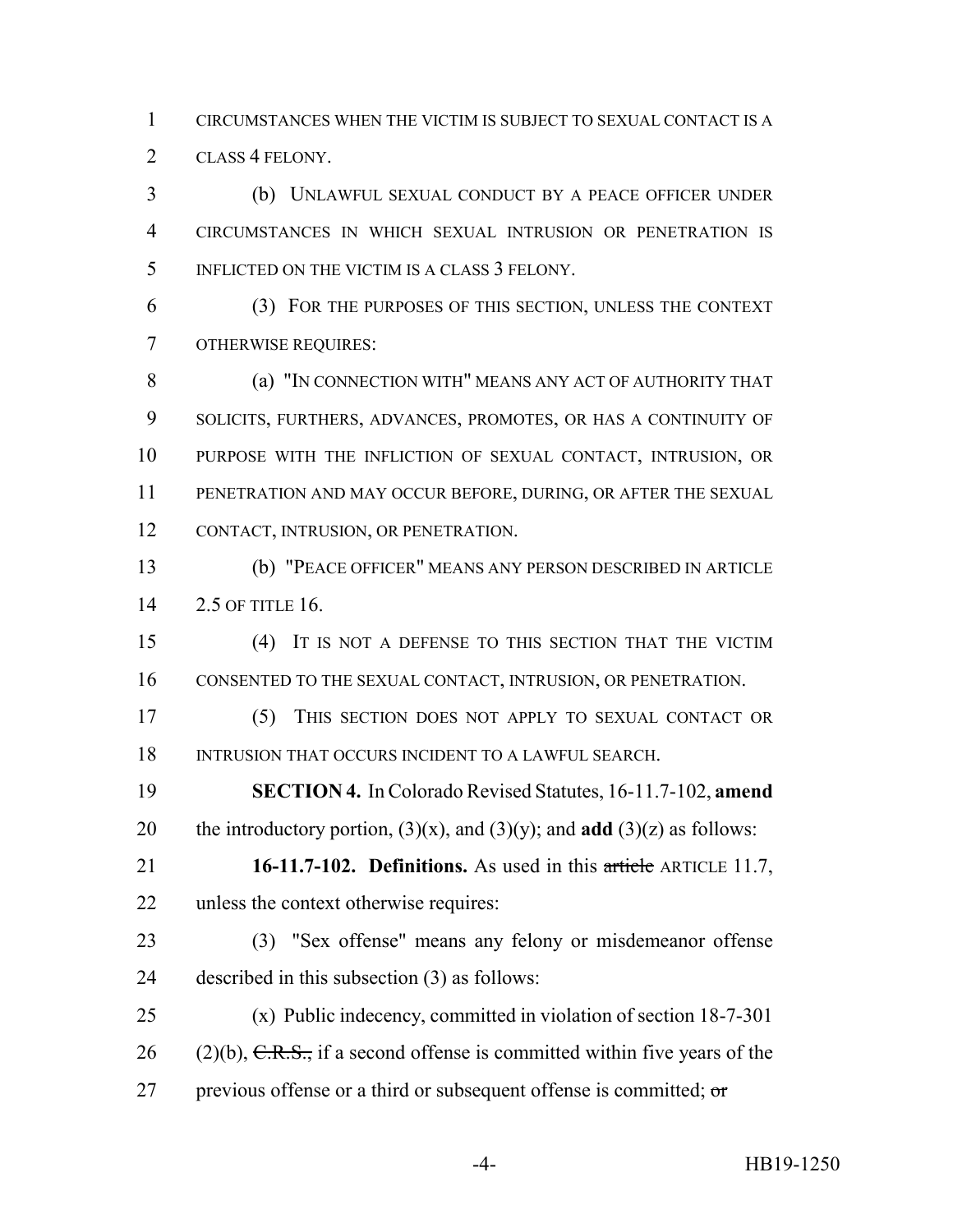CIRCUMSTANCES WHEN THE VICTIM IS SUBJECT TO SEXUAL CONTACT IS A CLASS 4 FELONY.

(b) UNLAWFUL SEXUAL CONDUCT BY A PEACE OFFICER UNDER CIRCUMSTANCES IN WHICH SEXUAL INTRUSION OR PENETRATION IS INFLICTED ON THE VICTIM IS A CLASS 3 FELONY.

(3) FOR THE PURPOSES OF THIS SECTION, UNLESS THE CONTEXT OTHERWISE REQUIRES:

(a) "IN CONNECTION WITH" MEANS ANY ACT OF AUTHORITY THAT SOLICITS, FURTHERS, ADVANCES, PROMOTES, OR HAS A CONTINUITY OF PURPOSE WITH THE INFLICTION OF SEXUAL CONTACT, INTRUSION, OR PENETRATION AND MAY OCCUR BEFORE, DURING, OR AFTER THE SEXUAL CONTACT, INTRUSION, OR PENETRATION.

(b) "PEACE OFFICER" MEANS ANY PERSON DESCRIBED IN ARTICLE 2.5 OF TITLE 16.

(4) IT IS NOT A DEFENSE TO THIS SECTION THAT THE VICTIM CONSENTED TO THE SEXUAL CONTACT, INTRUSION, OR PENETRATION.

(5) THIS SECTION DOES NOT APPLY TO SEXUAL CONTACT OR INTRUSION THAT OCCURS INCIDENT TO A LAWFUL SEARCH.

**SECTION 4.** In Colorado Revised Statutes, 16-11.7-102, **amend** the introductory portion, (3)(x), and (3)(y); and **add** (3)(z) as follows:

**16-11.7-102. Definitions.** As used in this ~~article~~ ARTICLE 11.7, unless the context otherwise requires:

(3) "Sex offense" means any felony or misdemeanor offense described in this subsection (3) as follows:

(x) Public indecency, committed in violation of section 18-7-301 (2)(b), ~~C.R.S.,~~ if a second offense is committed within five years of the previous offense or a third or subsequent offense is committed; ~~or~~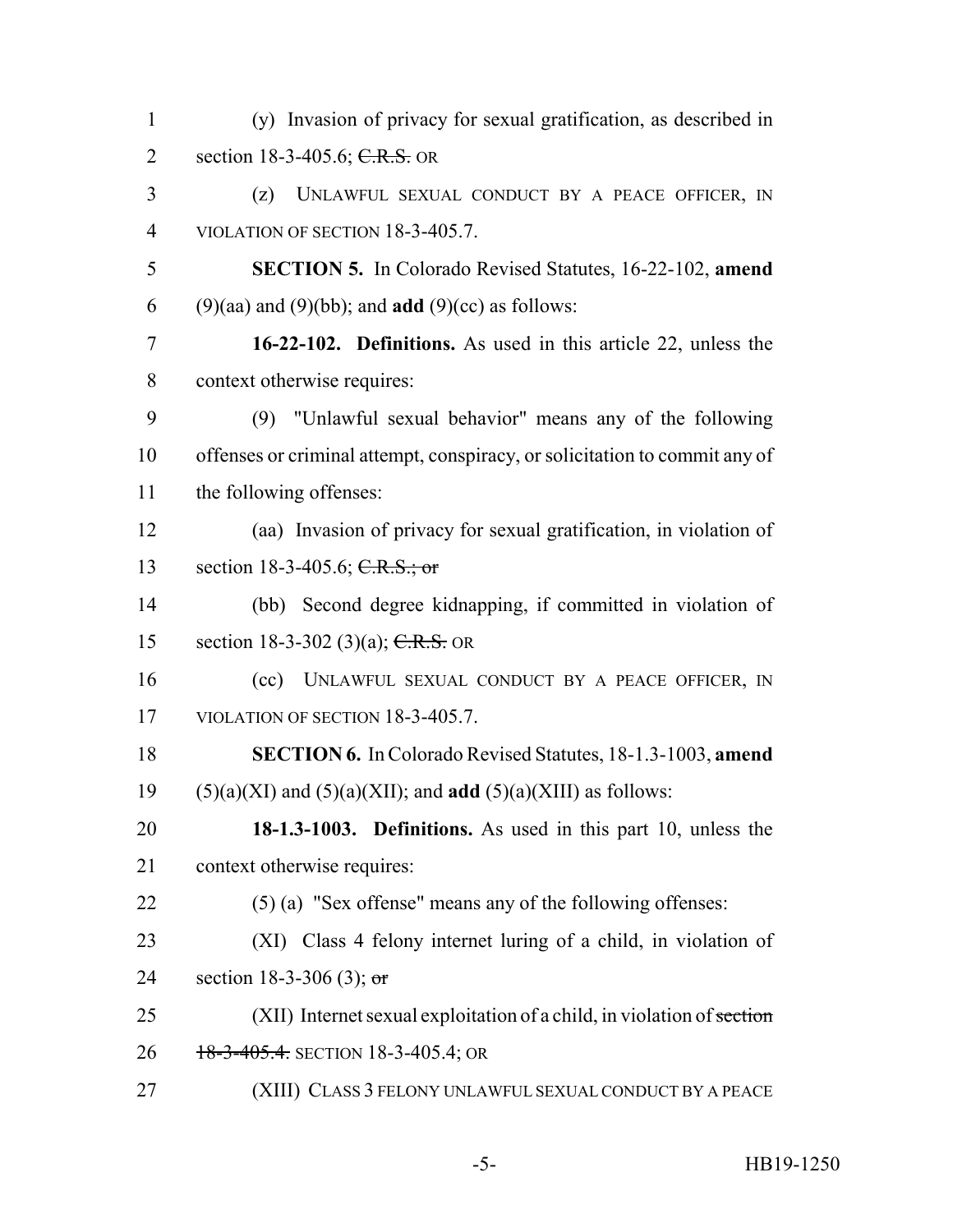(y) Invasion of privacy for sexual gratification, as described in section 18-3-405.6; ~~C.R.S.~~ OR

(z) UNLAWFUL SEXUAL CONDUCT BY A PEACE OFFICER, IN VIOLATION OF SECTION 18-3-405.7.

**SECTION 5.** In Colorado Revised Statutes, 16-22-102, **amend** (9)(aa) and (9)(bb); and **add** (9)(cc) as follows:

**16-22-102. Definitions.** As used in this article 22, unless the context otherwise requires:

(9) "Unlawful sexual behavior" means any of the following offenses or criminal attempt, conspiracy, or solicitation to commit any of the following offenses:

(aa) Invasion of privacy for sexual gratification, in violation of section 18-3-405.6; ~~C.R.S.; or~~

(bb) Second degree kidnapping, if committed in violation of section 18-3-302 (3)(a); ~~C.R.S.~~ OR

(cc) UNLAWFUL SEXUAL CONDUCT BY A PEACE OFFICER, IN VIOLATION OF SECTION 18-3-405.7.

**SECTION 6.** In Colorado Revised Statutes, 18-1.3-1003, **amend** (5)(a)(XI) and (5)(a)(XII); and **add** (5)(a)(XIII) as follows:

**18-1.3-1003. Definitions.** As used in this part 10, unless the context otherwise requires:

(5) (a) "Sex offense" means any of the following offenses:

(XI) Class 4 felony internet luring of a child, in violation of section 18-3-306 (3); ~~or~~

(XII) Internet sexual exploitation of a child, in violation of ~~section 18-3-405.4.~~ SECTION 18-3-405.4; OR

(XIII) CLASS 3 FELONY UNLAWFUL SEXUAL CONDUCT BY A PEACE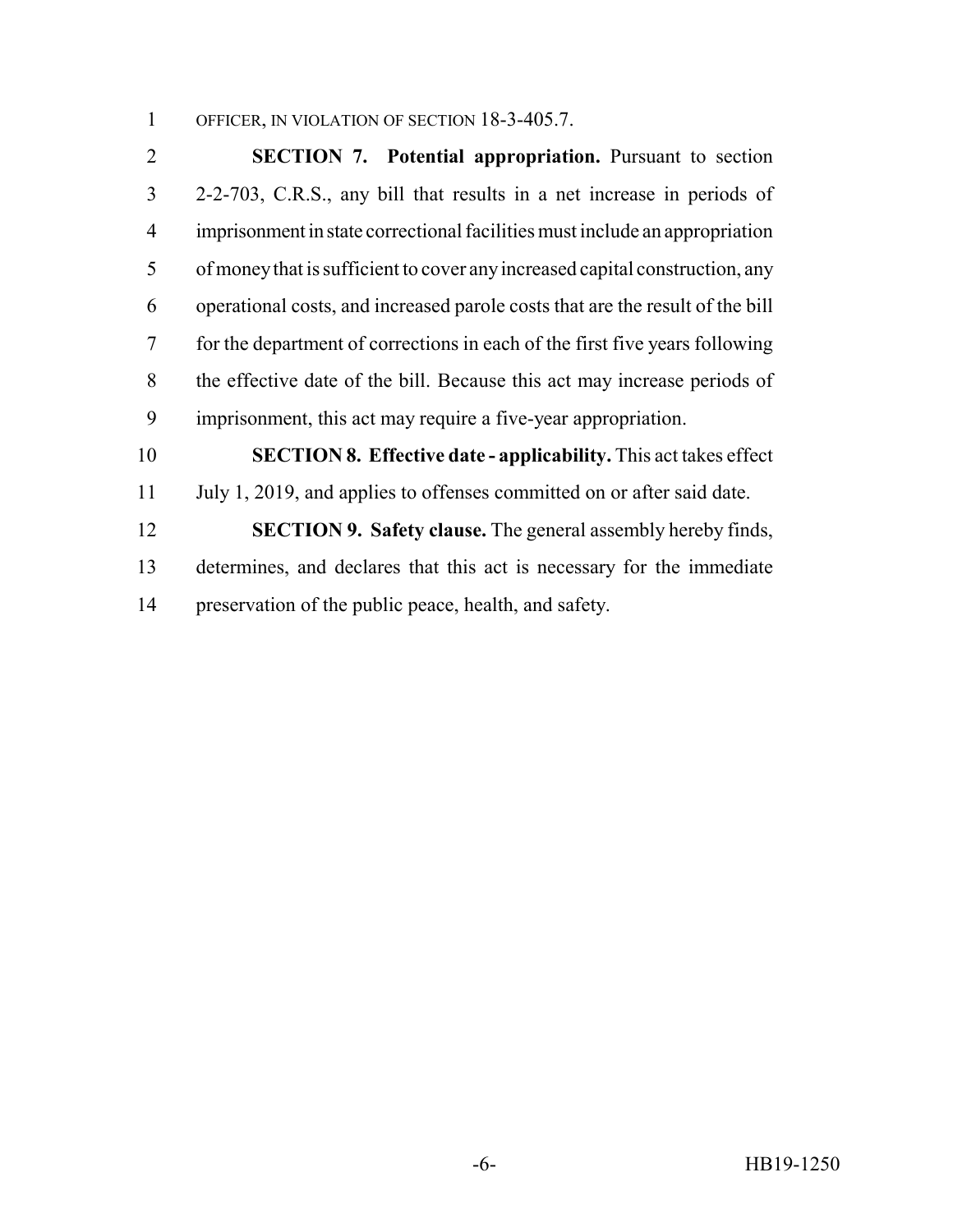OFFICER, IN VIOLATION OF SECTION 18-3-405.7.

**SECTION 7. Potential appropriation.** Pursuant to section 2-2-703, C.R.S., any bill that results in a net increase in periods of imprisonment in state correctional facilities must include an appropriation of money that is sufficient to cover any increased capital construction, any operational costs, and increased parole costs that are the result of the bill for the department of corrections in each of the first five years following the effective date of the bill. Because this act may increase periods of imprisonment, this act may require a five-year appropriation.

**SECTION 8. Effective date - applicability.** This act takes effect July 1, 2019, and applies to offenses committed on or after said date.

**SECTION 9. Safety clause.** The general assembly hereby finds, determines, and declares that this act is necessary for the immediate preservation of the public peace, health, and safety.